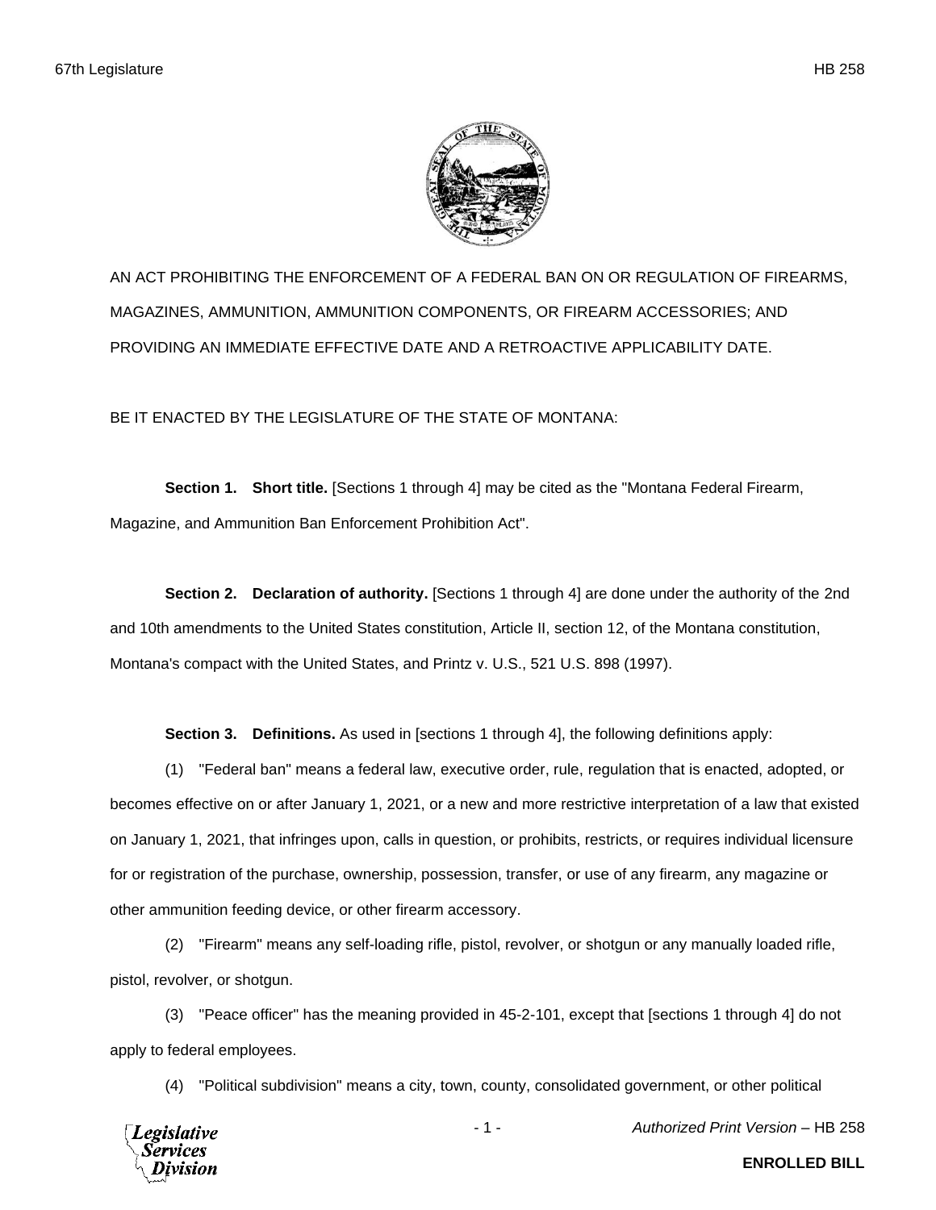AN ACT PROHIBITING THE ENFORCEMENT OF A FEDERAL BAN ON OR REGULATION OF FIREARMS, MAGAZINES, AMMUNITION, AMMUNITION COMPONENTS, OR FIREARM ACCESSORIES; AND PROVIDING AN IMMEDIATE EFFECTIVE DATE AND A RETROACTIVE APPLICABILITY DATE.

BE IT ENACTED BY THE LEGISLATURE OF THE STATE OF MONTANA:

**Section 1. Short title.** [Sections 1 through 4] may be cited as the "Montana Federal Firearm, Magazine, and Ammunition Ban Enforcement Prohibition Act".

**Section 2. Declaration of authority.** [Sections 1 through 4] are done under the authority of the 2nd and 10th amendments to the United States constitution, Article II, section 12, of the Montana constitution, Montana's compact with the United States, and Printz v. U.S., 521 U.S. 898 (1997).

**Section 3. Definitions.** As used in [sections 1 through 4], the following definitions apply:

(1) "Federal ban" means a federal law, executive order, rule, regulation that is enacted, adopted, or becomes effective on or after January 1, 2021, or a new and more restrictive interpretation of a law that existed on January 1, 2021, that infringes upon, calls in question, or prohibits, restricts, or requires individual licensure for or registration of the purchase, ownership, possession, transfer, or use of any firearm, any magazine or other ammunition feeding device, or other firearm accessory.

(2) "Firearm" means any self-loading rifle, pistol, revolver, or shotgun or any manually loaded rifle, pistol, revolver, or shotgun.

(3) "Peace officer" has the meaning provided in 45-2-101, except that [sections 1 through 4] do not apply to federal employees.

(4) "Political subdivision" means a city, town, county, consolidated government, or other political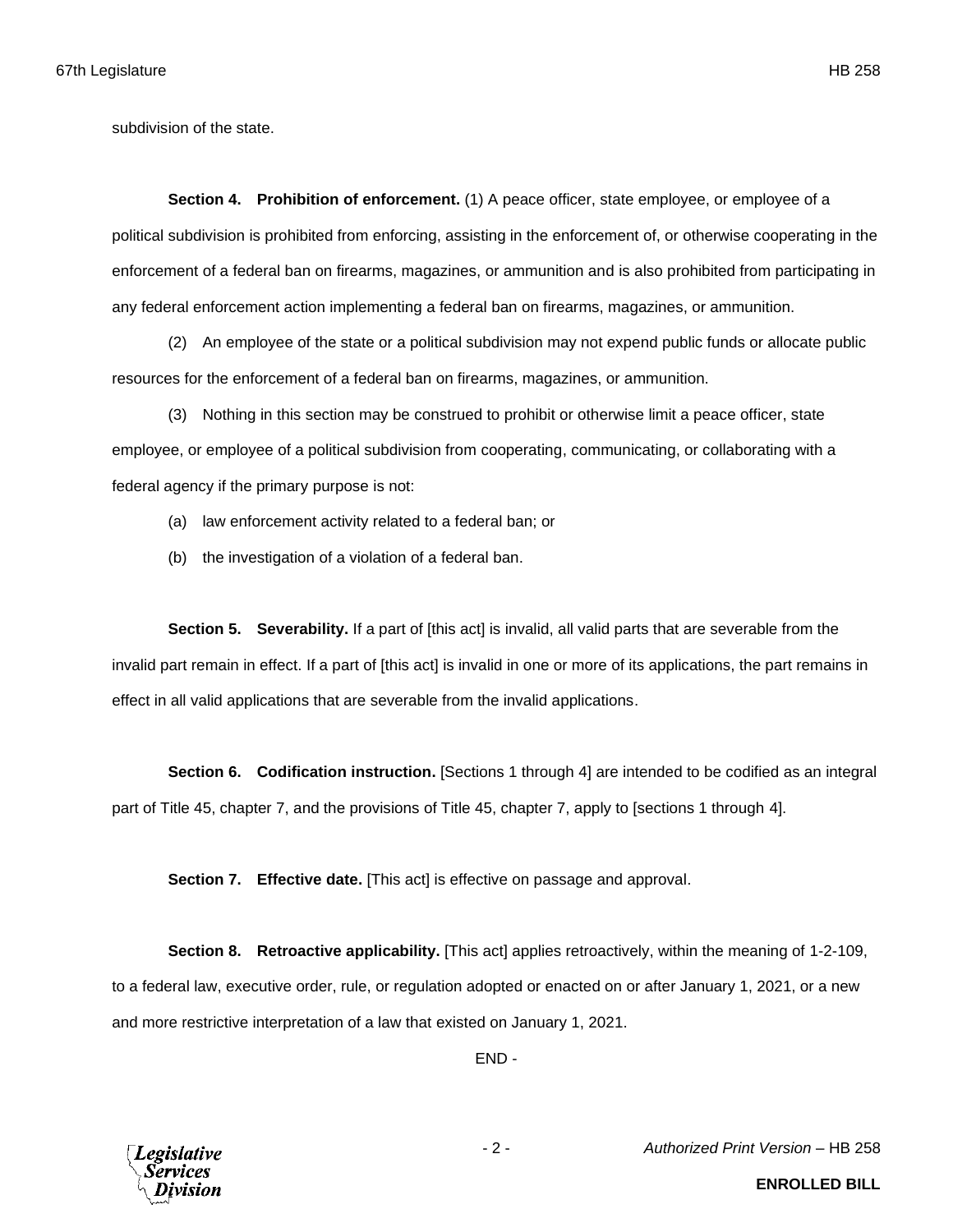subdivision of the state.

**Section 4. Prohibition of enforcement.** (1) A peace officer, state employee, or employee of a political subdivision is prohibited from enforcing, assisting in the enforcement of, or otherwise cooperating in the enforcement of a federal ban on firearms, magazines, or ammunition and is also prohibited from participating in any federal enforcement action implementing a federal ban on firearms, magazines, or ammunition.

(2) An employee of the state or a political subdivision may not expend public funds or allocate public resources for the enforcement of a federal ban on firearms, magazines, or ammunition.

(3) Nothing in this section may be construed to prohibit or otherwise limit a peace officer, state employee, or employee of a political subdivision from cooperating, communicating, or collaborating with a federal agency if the primary purpose is not:

(a) law enforcement activity related to a federal ban; or

(b) the investigation of a violation of a federal ban.

**Section 5. Severability.** If a part of [this act] is invalid, all valid parts that are severable from the invalid part remain in effect. If a part of [this act] is invalid in one or more of its applications, the part remains in effect in all valid applications that are severable from the invalid applications.

**Section 6. Codification instruction.** [Sections 1 through 4] are intended to be codified as an integral part of Title 45, chapter 7, and the provisions of Title 45, chapter 7, apply to [sections 1 through 4].

**Section 7. Effective date.** [This act] is effective on passage and approval.

**Section 8. Retroactive applicability.** [This act] applies retroactively, within the meaning of 1-2-109, to a federal law, executive order, rule, or regulation adopted or enacted on or after January 1, 2021, or a new and more restrictive interpretation of a law that existed on January 1, 2021.

END -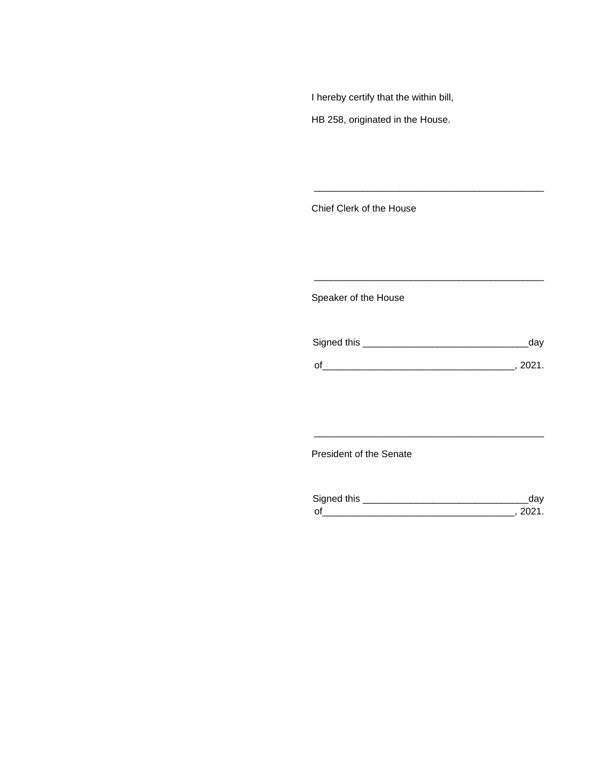I hereby certify that the within bill,

HB 258, originated in the House.

\_\_\_\_\_\_\_\_\_\_\_\_\_\_\_\_\_\_\_\_\_\_\_\_\_\_\_\_\_\_\_\_\_\_\_\_\_\_\_\_\_\_\_\_

Chief Clerk of the House

\_\_\_\_\_\_\_\_\_\_\_\_\_\_\_\_\_\_\_\_\_\_\_\_\_\_\_\_\_\_\_\_\_\_\_\_\_\_\_\_\_\_\_\_

Speaker of the House

Signed this \_\_\_\_\_\_\_\_\_\_\_\_\_\_\_\_\_\_\_\_\_\_\_\_\_\_\_\_\_\_day

of\_\_\_\_\_\_\_\_\_\_\_\_\_\_\_\_\_\_\_\_\_\_\_\_\_\_\_\_\_\_\_\_\_\_\_\_, 2021.

\_\_\_\_\_\_\_\_\_\_\_\_\_\_\_\_\_\_\_\_\_\_\_\_\_\_\_\_\_\_\_\_\_\_\_\_\_\_\_\_\_\_\_\_

President of the Senate

Signed this \_\_\_\_\_\_\_\_\_\_\_\_\_\_\_\_\_\_\_\_\_\_\_\_\_\_\_\_\_\_day
of\_\_\_\_\_\_\_\_\_\_\_\_\_\_\_\_\_\_\_\_\_\_\_\_\_\_\_\_\_\_\_\_\_\_\_\_, 2021.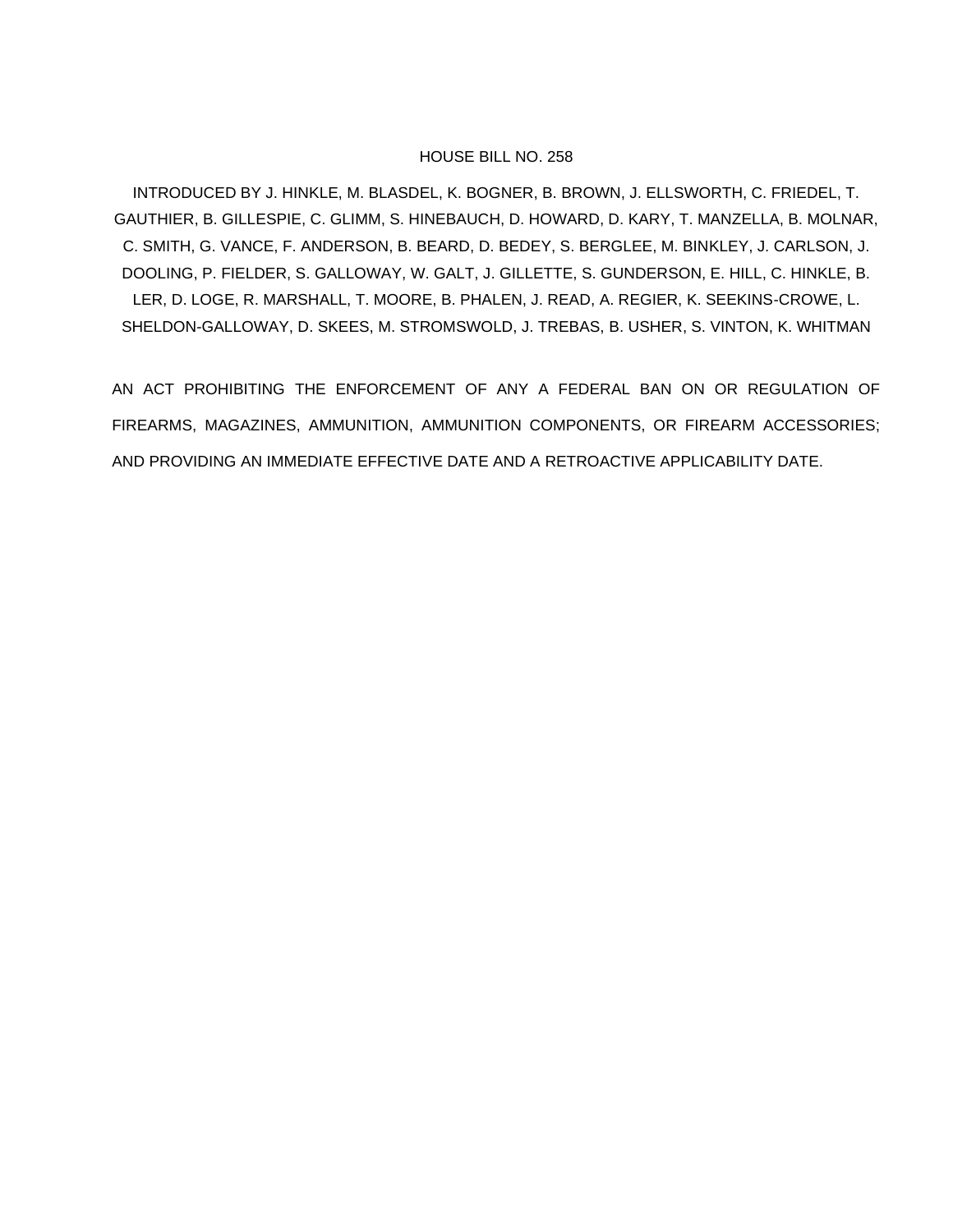HOUSE BILL NO. 258

INTRODUCED BY J. HINKLE, M. BLASDEL, K. BOGNER, B. BROWN, J. ELLSWORTH, C. FRIEDEL, T. GAUTHIER, B. GILLESPIE, C. GLIMM, S. HINEBAUCH, D. HOWARD, D. KARY, T. MANZELLA, B. MOLNAR, C. SMITH, G. VANCE, F. ANDERSON, B. BEARD, D. BEDEY, S. BERGLEE, M. BINKLEY, J. CARLSON, J. DOOLING, P. FIELDER, S. GALLOWAY, W. GALT, J. GILLETTE, S. GUNDERSON, E. HILL, C. HINKLE, B. LER, D. LOGE, R. MARSHALL, T. MOORE, B. PHALEN, J. READ, A. REGIER, K. SEEKINS-CROWE, L. SHELDON-GALLOWAY, D. SKEES, M. STROMSWOLD, J. TREBAS, B. USHER, S. VINTON, K. WHITMAN

AN ACT PROHIBITING THE ENFORCEMENT OF ANY A FEDERAL BAN ON OR REGULATION OF FIREARMS, MAGAZINES, AMMUNITION, AMMUNITION COMPONENTS, OR FIREARM ACCESSORIES; AND PROVIDING AN IMMEDIATE EFFECTIVE DATE AND A RETROACTIVE APPLICABILITY DATE.